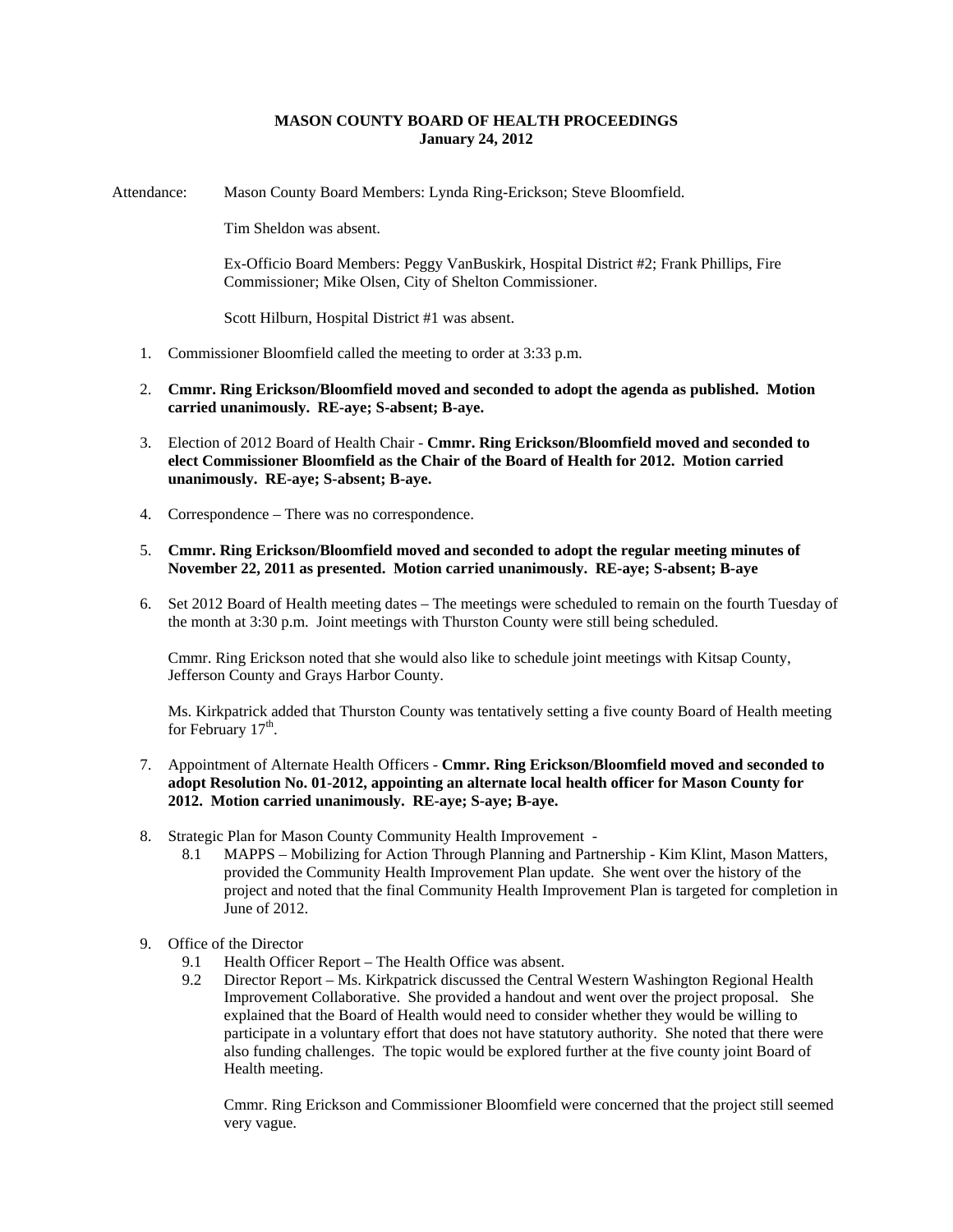**MASON COUNTY BOARD OF HEALTH PROCEEDINGS**
**January 24, 2012**

Attendance: Mason County Board Members: Lynda Ring-Erickson; Steve Bloomfield.

Tim Sheldon was absent.

Ex-Officio Board Members: Peggy VanBuskirk, Hospital District #2; Frank Phillips, Fire Commissioner; Mike Olsen, City of Shelton Commissioner.

Scott Hilburn, Hospital District #1 was absent.

1. Commissioner Bloomfield called the meeting to order at 3:33 p.m.

2. **Cmmr. Ring Erickson/Bloomfield moved and seconded to adopt the agenda as published. Motion carried unanimously. RE-aye; S-absent; B-aye.**

3. Election of 2012 Board of Health Chair - **Cmmr. Ring Erickson/Bloomfield moved and seconded to elect Commissioner Bloomfield as the Chair of the Board of Health for 2012. Motion carried unanimously. RE-aye; S-absent; B-aye.**

4. Correspondence – There was no correspondence.

5. **Cmmr. Ring Erickson/Bloomfield moved and seconded to adopt the regular meeting minutes of November 22, 2011 as presented. Motion carried unanimously. RE-aye; S-absent; B-aye**

6. Set 2012 Board of Health meeting dates – The meetings were scheduled to remain on the fourth Tuesday of the month at 3:30 p.m. Joint meetings with Thurston County were still being scheduled.

   Cmmr. Ring Erickson noted that she would also like to schedule joint meetings with Kitsap County, Jefferson County and Grays Harbor County.

   Ms. Kirkpatrick added that Thurston County was tentatively setting a five county Board of Health meeting for February 17th.

7. Appointment of Alternate Health Officers - **Cmmr. Ring Erickson/Bloomfield moved and seconded to adopt Resolution No. 01-2012, appointing an alternate local health officer for Mason County for 2012. Motion carried unanimously. RE-aye; S-aye; B-aye.**

8. Strategic Plan for Mason County Community Health Improvement -
   8.1 MAPPS – Mobilizing for Action Through Planning and Partnership - Kim Klint, Mason Matters, provided the Community Health Improvement Plan update. She went over the history of the project and noted that the final Community Health Improvement Plan is targeted for completion in June of 2012.

9. Office of the Director
   9.1 Health Officer Report – The Health Office was absent.
   9.2 Director Report – Ms. Kirkpatrick discussed the Central Western Washington Regional Health Improvement Collaborative. She provided a handout and went over the project proposal. She explained that the Board of Health would need to consider whether they would be willing to participate in a voluntary effort that does not have statutory authority. She noted that there were also funding challenges. The topic would be explored further at the five county joint Board of Health meeting.

   Cmmr. Ring Erickson and Commissioner Bloomfield were concerned that the project still seemed very vague.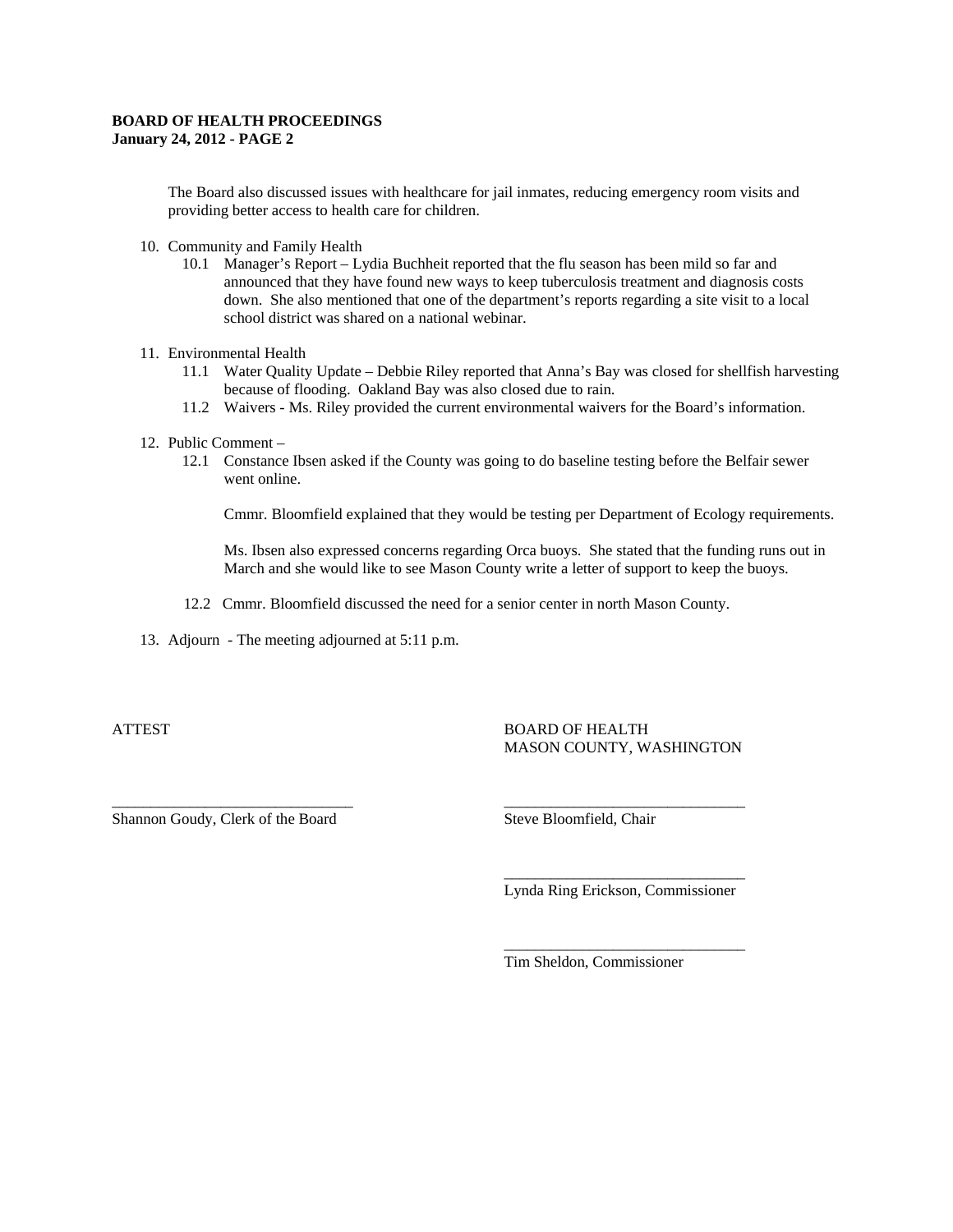**BOARD OF HEALTH PROCEEDINGS**
**January 24, 2012 - PAGE 2**

The Board also discussed issues with healthcare for jail inmates, reducing emergency room visits and providing better access to health care for children.

10. Community and Family Health
    - 10.1 Manager's Report – Lydia Buchheit reported that the flu season has been mild so far and announced that they have found new ways to keep tuberculosis treatment and diagnosis costs down. She also mentioned that one of the department's reports regarding a site visit to a local school district was shared on a national webinar.

11. Environmental Health
    - 11.1 Water Quality Update – Debbie Riley reported that Anna's Bay was closed for shellfish harvesting because of flooding. Oakland Bay was also closed due to rain.
    - 11.2 Waivers - Ms. Riley provided the current environmental waivers for the Board's information.

12. Public Comment –
    - 12.1 Constance Ibsen asked if the County was going to do baseline testing before the Belfair sewer went online.

      Cmmr. Bloomfield explained that they would be testing per Department of Ecology requirements.

      Ms. Ibsen also expressed concerns regarding Orca buoys. She stated that the funding runs out in March and she would like to see Mason County write a letter of support to keep the buoys.

    - 12.2 Cmmr. Bloomfield discussed the need for a senior center in north Mason County.

13. Adjourn - The meeting adjourned at 5:11 p.m.

ATTEST

_______________________________
Shannon Goudy, Clerk of the Board

BOARD OF HEALTH
MASON COUNTY, WASHINGTON

_______________________________
Steve Bloomfield, Chair

_______________________________
Lynda Ring Erickson, Commissioner

_______________________________
Tim Sheldon, Commissioner